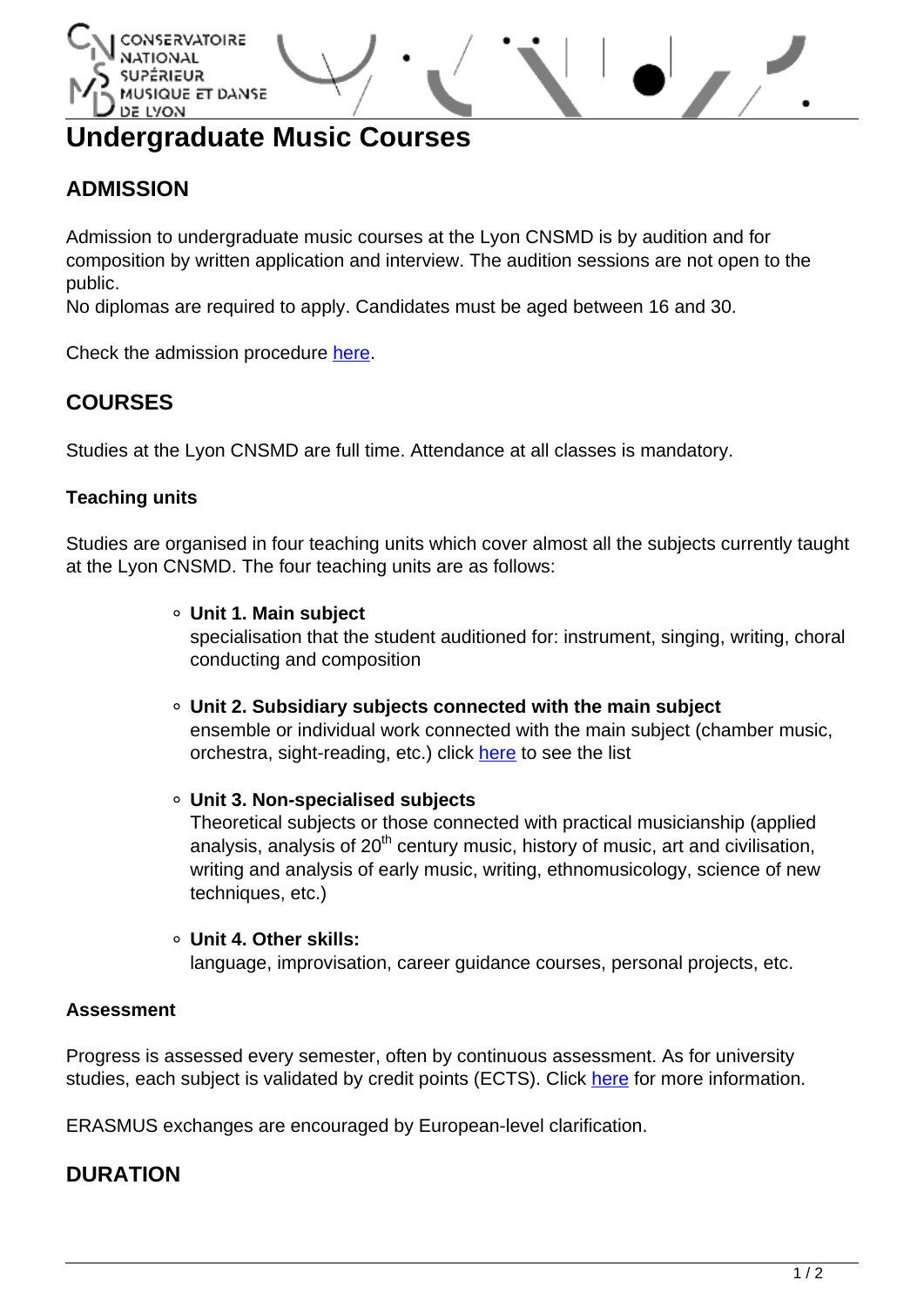# Undergraduate Music Courses

## ADMISSION

Admission to undergraduate music courses at the Lyon CNSMD is by audition and for composition by written application and interview. The audition sessions are not open to the public.
No diplomas are required to apply. Candidates must be aged between 16 and 30.

Check the admission procedure here.

## COURSES

Studies at the Lyon CNSMD are full time. Attendance at all classes is mandatory.

### Teaching units

Studies are organised in four teaching units which cover almost all the subjects currently taught at the Lyon CNSMD. The four teaching units are as follows:

- **Unit 1. Main subject**
  specialisation that the student auditioned for: instrument, singing, writing, choral conducting and composition
- **Unit 2. Subsidiary subjects connected with the main subject**
  ensemble or individual work connected with the main subject (chamber music, orchestra, sight-reading, etc.) click here to see the list
- **Unit 3. Non-specialised subjects**
  Theoretical subjects or those connected with practical musicianship (applied analysis, analysis of 20th century music, history of music, art and civilisation, writing and analysis of early music, writing, ethnomusicology, science of new techniques, etc.)
- **Unit 4. Other skills:**
  language, improvisation, career guidance courses, personal projects, etc.

### Assessment

Progress is assessed every semester, often by continuous assessment. As for university studies, each subject is validated by credit points (ECTS). Click here for more information.

ERASMUS exchanges are encouraged by European-level clarification.

## DURATION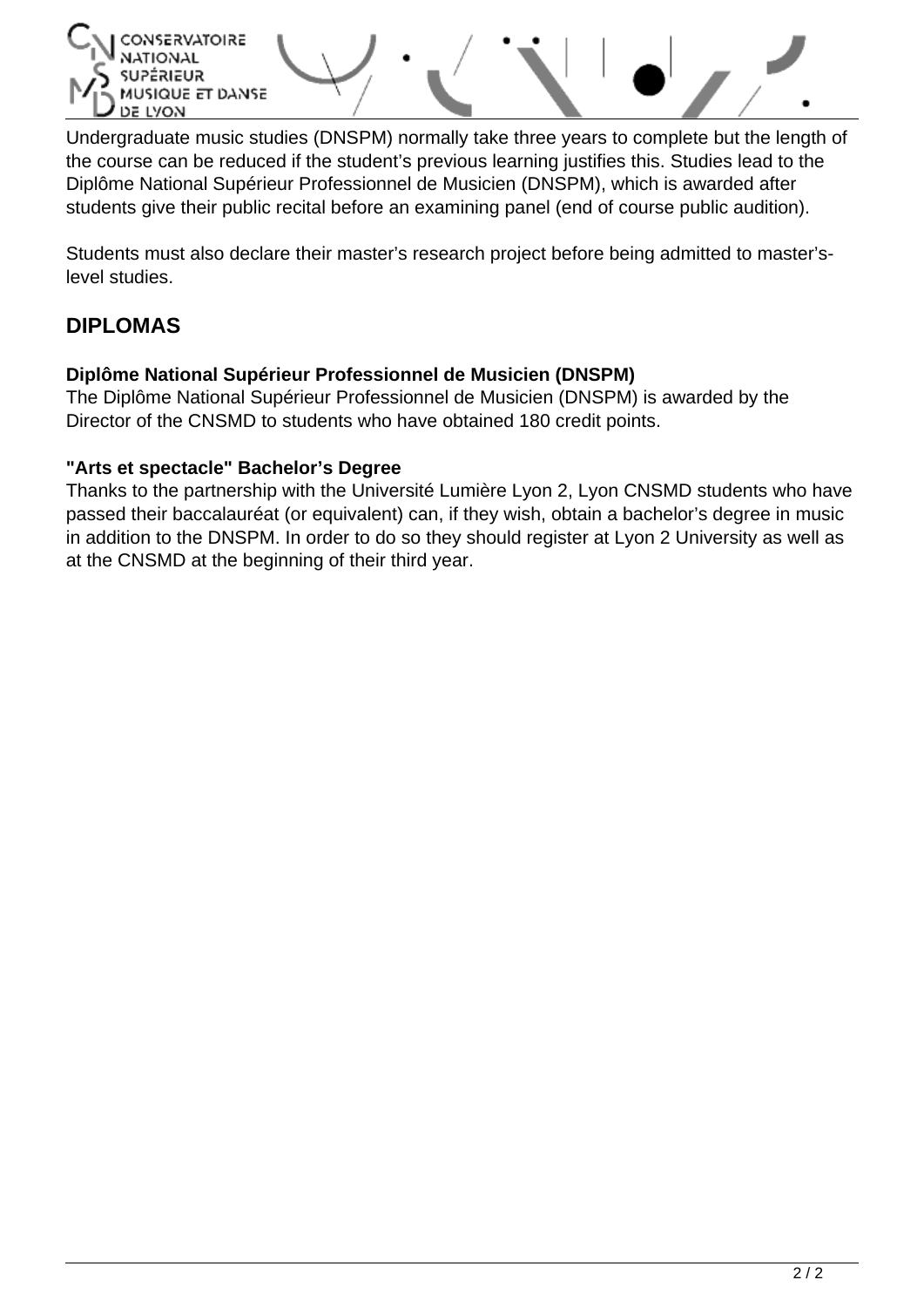Undergraduate music studies (DNSPM) normally take three years to complete but the length of the course can be reduced if the student's previous learning justifies this. Studies lead to the Diplôme National Supérieur Professionnel de Musicien (DNSPM), which is awarded after students give their public recital before an examining panel (end of course public audition).

Students must also declare their master's research project before being admitted to master's-level studies.

## DIPLOMAS

**Diplôme National Supérieur Professionnel de Musicien (DNSPM)**
The Diplôme National Supérieur Professionnel de Musicien (DNSPM) is awarded by the Director of the CNSMD to students who have obtained 180 credit points.

**"Arts et spectacle" Bachelor's Degree**
Thanks to the partnership with the Université Lumière Lyon 2, Lyon CNSMD students who have passed their baccalauréat (or equivalent) can, if they wish, obtain a bachelor's degree in music in addition to the DNSPM. In order to do so they should register at Lyon 2 University as well as at the CNSMD at the beginning of their third year.